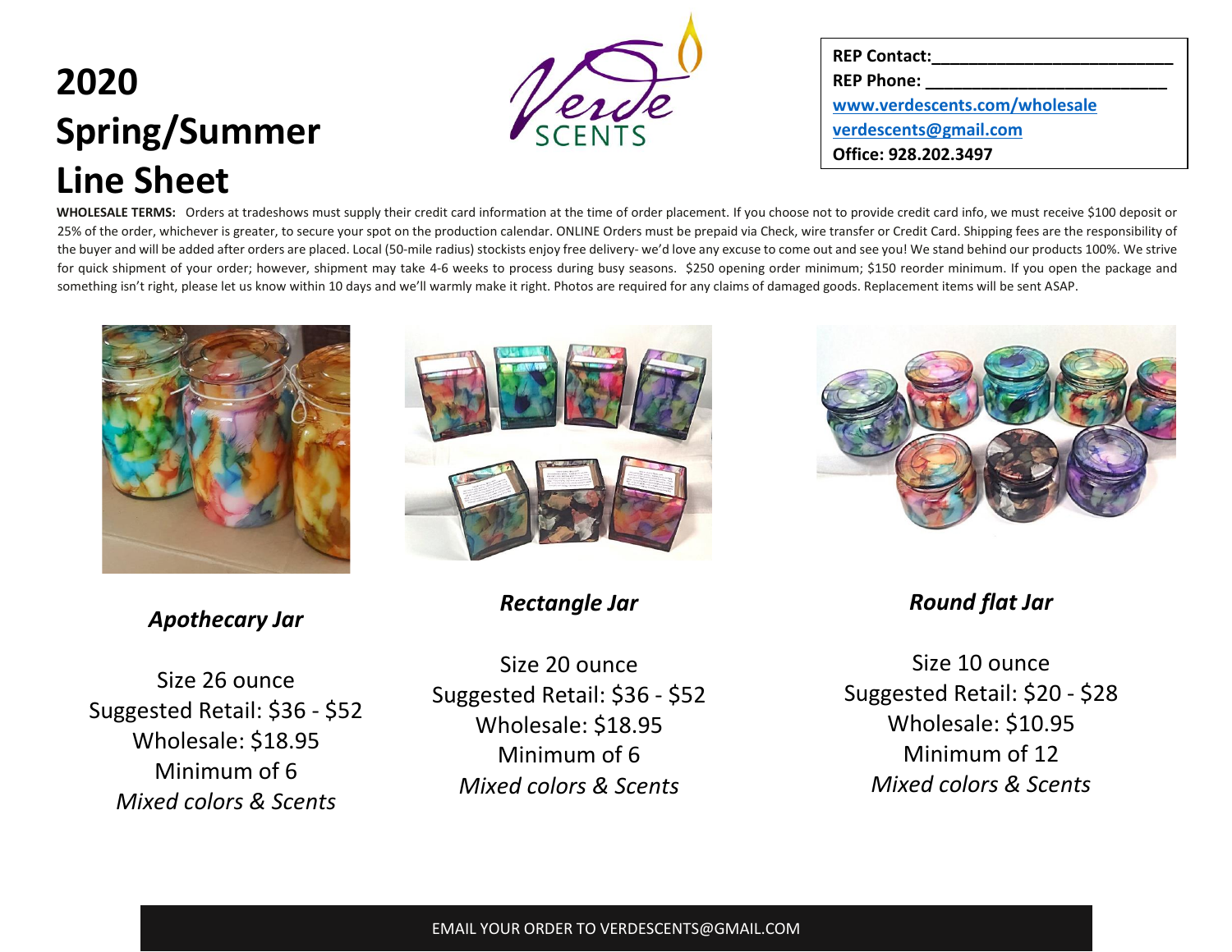# 2020 Spring/Summer Line Sheet

Verde SCENTS

**REP Contact:**\_\_\_\_\_\_\_\_\_\_\_\_\_\_\_\_\_\_\_\_\_\_\_\_\_

**REP Phone:** \_\_\_\_\_\_\_\_\_\_\_\_\_\_\_\_\_\_\_\_\_\_\_\_\_

**www.verdescents.com/wholesale**

**verdescents@gmail.com**

**Office: 928.202.3497**

**WHOLESALE TERMS:** Orders at tradeshows must supply their credit card information at the time of order placement. If you choose not to provide credit card info, we must receive $100 deposit or 25% of the order, whichever is greater, to secure your spot on the production calendar. ONLINE Orders must be prepaid via Check, wire transfer or Credit Card. Shipping fees are the responsibility of the buyer and will be added after orders are placed. Local (50-mile radius) stockists enjoy free delivery- we'd love any excuse to come out and see you! We stand behind our products 100%. We strive for quick shipment of your order; however, shipment may take 4-6 weeks to process during busy seasons. $250 opening order minimum; $150 reorder minimum. If you open the package and something isn't right, please let us know within 10 days and we'll warmly make it right. Photos are required for any claims of damaged goods. Replacement items will be sent ASAP.

***Apothecary Jar***

Size 26 ounce
Suggested Retail: $36 - $52
Wholesale: $18.95
Minimum of 6
*Mixed colors & Scents*

***Rectangle Jar***

Size 20 ounce
Suggested Retail: $36 - $52
Wholesale: $18.95
Minimum of 6
*Mixed colors & Scents*

***Round flat Jar***

Size 10 ounce
Suggested Retail: $20 - $28
Wholesale: $10.95
Minimum of 12
*Mixed colors & Scents*

EMAIL YOUR ORDER TO VERDESCENTS@GMAIL.COM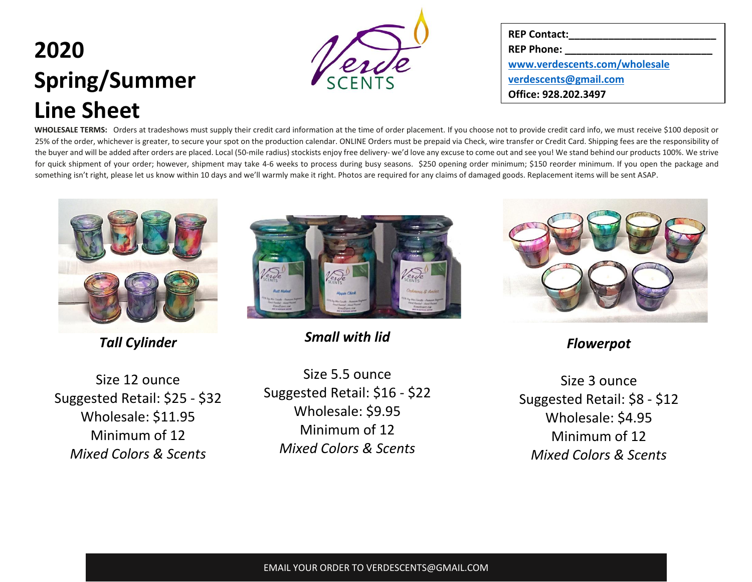# 2020 Spring/Summer Line Sheet

| |
|---|
| **REP Contact:**___________________________ |
| **REP Phone:** ___________________________ |
| [www.verdescents.com/wholesale](http://www.verdescents.com/wholesale) |
| [verdescents@gmail.com](mailto:verdescents@gmail.com) |
| **Office: 928.202.3497** |

**WHOLESALE TERMS:** Orders at tradeshows must supply their credit card information at the time of order placement. If you choose not to provide credit card info, we must receive $100 deposit or 25% of the order, whichever is greater, to secure your spot on the production calendar. ONLINE Orders must be prepaid via Check, wire transfer or Credit Card. Shipping fees are the responsibility of the buyer and will be added after orders are placed. Local (50-mile radius) stockists enjoy free delivery- we'd love any excuse to come out and see you! We stand behind our products 100%. We strive for quick shipment of your order; however, shipment may take 4-6 weeks to process during busy seasons. $250 opening order minimum; $150 reorder minimum. If you open the package and something isn't right, please let us know within 10 days and we'll warmly make it right. Photos are required for any claims of damaged goods. Replacement items will be sent ASAP.

***Tall Cylinder***

Size 12 ounce
Suggested Retail: $25 - $32
Wholesale: $11.95
Minimum of 12
*Mixed Colors & Scents*

***Small with lid***

Size 5.5 ounce
Suggested Retail: $16 - $22
Wholesale: $9.95
Minimum of 12
*Mixed Colors & Scents*

***Flowerpot***

Size 3 ounce
Suggested Retail: $8 - $12
Wholesale: $4.95
Minimum of 12
*Mixed Colors & Scents*

EMAIL YOUR ORDER TO VERDESCENTS@GMAIL.COM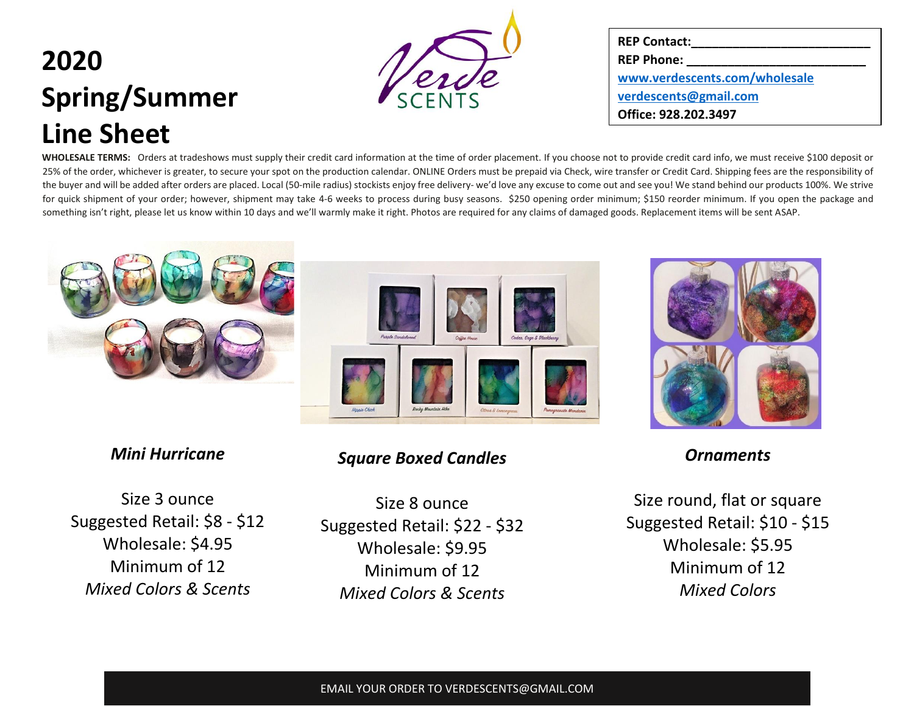# 2020 Spring/Summer Line Sheet

Verde SCENTS

**REP Contact:**___________________________
**REP Phone:** ___________________________
www.verdescents.com/wholesale
verdescents@gmail.com
**Office: 928.202.3497**

**WHOLESALE TERMS:** Orders at tradeshows must supply their credit card information at the time of order placement. If you choose not to provide credit card info, we must receive $100 deposit or 25% of the order, whichever is greater, to secure your spot on the production calendar. ONLINE Orders must be prepaid via Check, wire transfer or Credit Card. Shipping fees are the responsibility of the buyer and will be added after orders are placed. Local (50-mile radius) stockists enjoy free delivery- we'd love any excuse to come out and see you! We stand behind our products 100%. We strive for quick shipment of your order; however, shipment may take 4-6 weeks to process during busy seasons. $250 opening order minimum; $150 reorder minimum. If you open the package and something isn't right, please let us know within 10 days and we'll warmly make it right. Photos are required for any claims of damaged goods. Replacement items will be sent ASAP.

### *Mini Hurricane*

Size 3 ounce
Suggested Retail: $8 - $12
Wholesale: $4.95
Minimum of 12
*Mixed Colors & Scents*

### *Square Boxed Candles*

Size 8 ounce
Suggested Retail: $22 - $32
Wholesale: $9.95
Minimum of 12
*Mixed Colors & Scents*

### *Ornaments*

Size round, flat or square
Suggested Retail: $10 - $15
Wholesale: $5.95
Minimum of 12
*Mixed Colors*

EMAIL YOUR ORDER TO VERDESCENTS@GMAIL.COM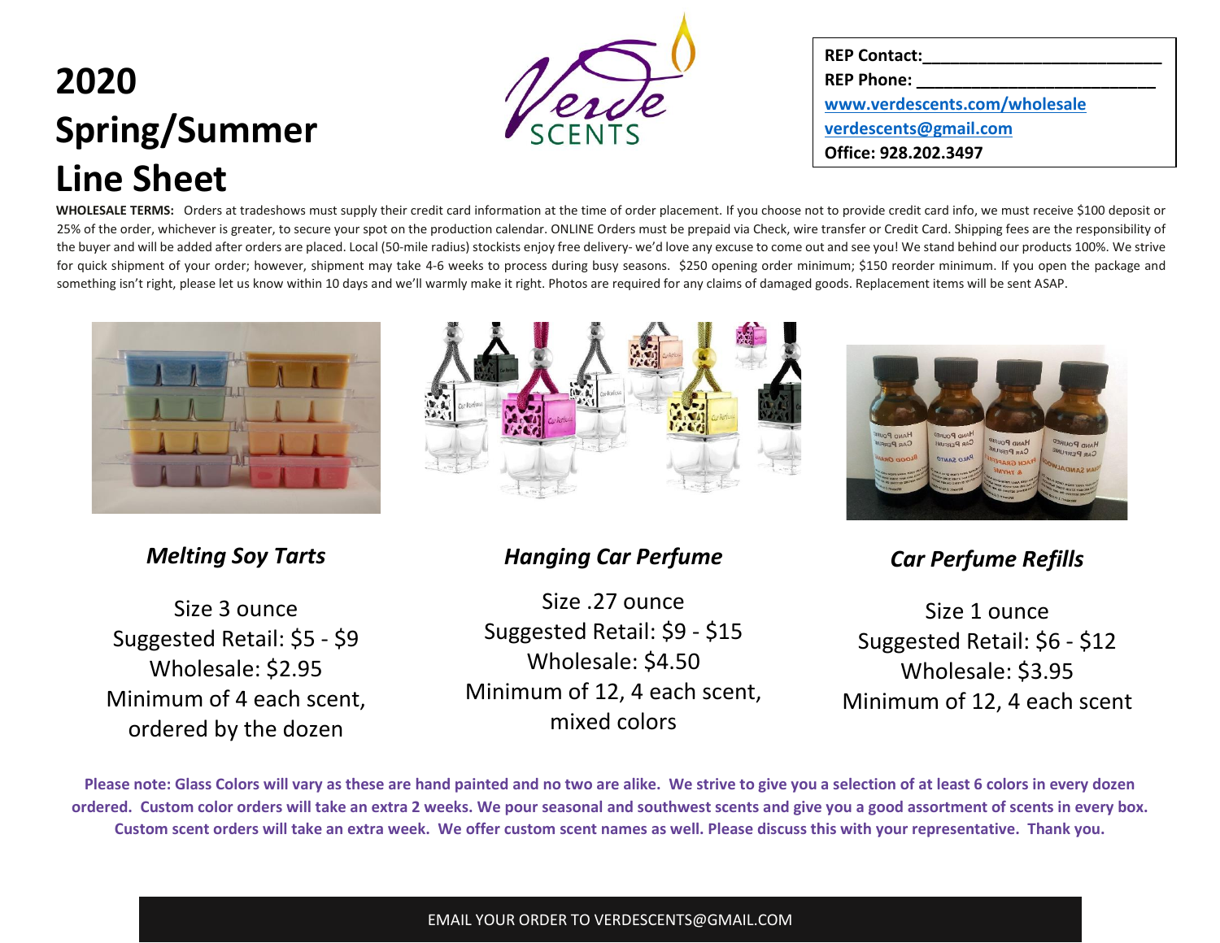# 2020 Spring/Summer Line Sheet

Verde SCENTS

**REP Contact:**___________________________

**REP Phone:** ___________________________

**www.verdescents.com/wholesale**

**verdescents@gmail.com**

**Office: 928.202.3497**

**WHOLESALE TERMS:** Orders at tradeshows must supply their credit card information at the time of order placement. If you choose not to provide credit card info, we must receive $100 deposit or 25% of the order, whichever is greater, to secure your spot on the production calendar. ONLINE Orders must be prepaid via Check, wire transfer or Credit Card. Shipping fees are the responsibility of the buyer and will be added after orders are placed. Local (50-mile radius) stockists enjoy free delivery- we'd love any excuse to come out and see you! We stand behind our products 100%. We strive for quick shipment of your order; however, shipment may take 4-6 weeks to process during busy seasons. $250 opening order minimum; $150 reorder minimum. If you open the package and something isn't right, please let us know within 10 days and we'll warmly make it right. Photos are required for any claims of damaged goods. Replacement items will be sent ASAP.

### *Melting Soy Tarts*

Size 3 ounce
Suggested Retail: $5 - $9
Wholesale: $2.95
Minimum of 4 each scent, ordered by the dozen

### *Hanging Car Perfume*

Size .27 ounce
Suggested Retail: $9 - $15
Wholesale: $4.50
Minimum of 12, 4 each scent, mixed colors

### *Car Perfume Refills*

Size 1 ounce
Suggested Retail: $6 - $12
Wholesale: $3.95
Minimum of 12, 4 each scent

**Please note: Glass Colors will vary as these are hand painted and no two are alike. We strive to give you a selection of at least 6 colors in every dozen ordered. Custom color orders will take an extra 2 weeks. We pour seasonal and southwest scents and give you a good assortment of scents in every box. Custom scent orders will take an extra week. We offer custom scent names as well. Please discuss this with your representative. Thank you.**

EMAIL YOUR ORDER TO VERDESCENTS@GMAIL.COM